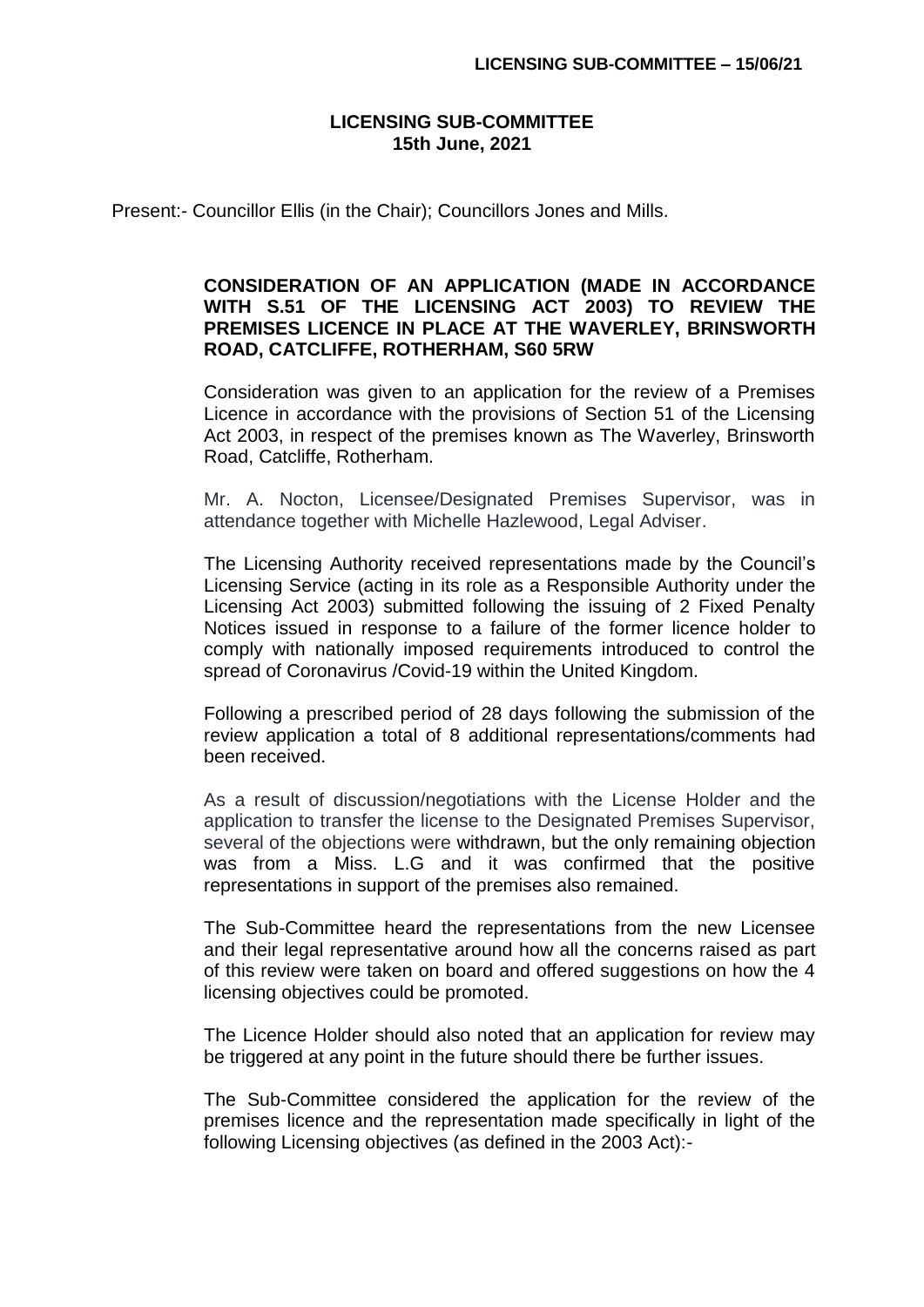# LICENSING SUB-COMMITTEE
## 15th June, 2021

Present:- Councillor Ellis (in the Chair); Councillors Jones and Mills.

### CONSIDERATION OF AN APPLICATION (MADE IN ACCORDANCE WITH S.51 OF THE LICENSING ACT 2003) TO REVIEW THE PREMISES LICENCE IN PLACE AT THE WAVERLEY, BRINSWORTH ROAD, CATCLIFFE, ROTHERHAM, S60 5RW

Consideration was given to an application for the review of a Premises Licence in accordance with the provisions of Section 51 of the Licensing Act 2003, in respect of the premises known as The Waverley, Brinsworth Road, Catcliffe, Rotherham.

Mr. A. Nocton, Licensee/Designated Premises Supervisor, was in attendance together with Michelle Hazlewood, Legal Adviser.

The Licensing Authority received representations made by the Council's Licensing Service (acting in its role as a Responsible Authority under the Licensing Act 2003) submitted following the issuing of 2 Fixed Penalty Notices issued in response to a failure of the former licence holder to comply with nationally imposed requirements introduced to control the spread of Coronavirus /Covid-19 within the United Kingdom.

Following a prescribed period of 28 days following the submission of the review application a total of 8 additional representations/comments had been received.

As a result of discussion/negotiations with the License Holder and the application to transfer the license to the Designated Premises Supervisor, several of the objections were withdrawn, but the only remaining objection was from a Miss. L.G and it was confirmed that the positive representations in support of the premises also remained.

The Sub-Committee heard the representations from the new Licensee and their legal representative around how all the concerns raised as part of this review were taken on board and offered suggestions on how the 4 licensing objectives could be promoted.

The Licence Holder should also noted that an application for review may be triggered at any point in the future should there be further issues.

The Sub-Committee considered the application for the review of the premises licence and the representation made specifically in light of the following Licensing objectives (as defined in the 2003 Act):-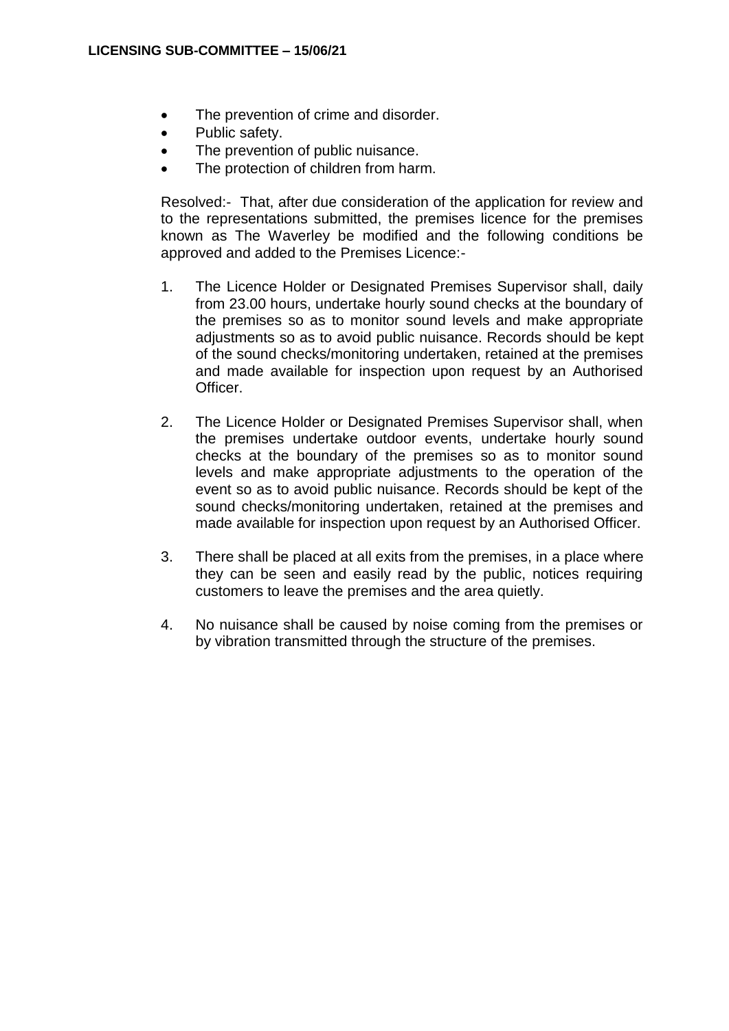- The prevention of crime and disorder.
- Public safety.
- The prevention of public nuisance.
- The protection of children from harm.

Resolved:- That, after due consideration of the application for review and to the representations submitted, the premises licence for the premises known as The Waverley be modified and the following conditions be approved and added to the Premises Licence:-

1. The Licence Holder or Designated Premises Supervisor shall, daily from 23.00 hours, undertake hourly sound checks at the boundary of the premises so as to monitor sound levels and make appropriate adjustments so as to avoid public nuisance. Records should be kept of the sound checks/monitoring undertaken, retained at the premises and made available for inspection upon request by an Authorised Officer.

2. The Licence Holder or Designated Premises Supervisor shall, when the premises undertake outdoor events, undertake hourly sound checks at the boundary of the premises so as to monitor sound levels and make appropriate adjustments to the operation of the event so as to avoid public nuisance. Records should be kept of the sound checks/monitoring undertaken, retained at the premises and made available for inspection upon request by an Authorised Officer.

3. There shall be placed at all exits from the premises, in a place where they can be seen and easily read by the public, notices requiring customers to leave the premises and the area quietly.

4. No nuisance shall be caused by noise coming from the premises or by vibration transmitted through the structure of the premises.